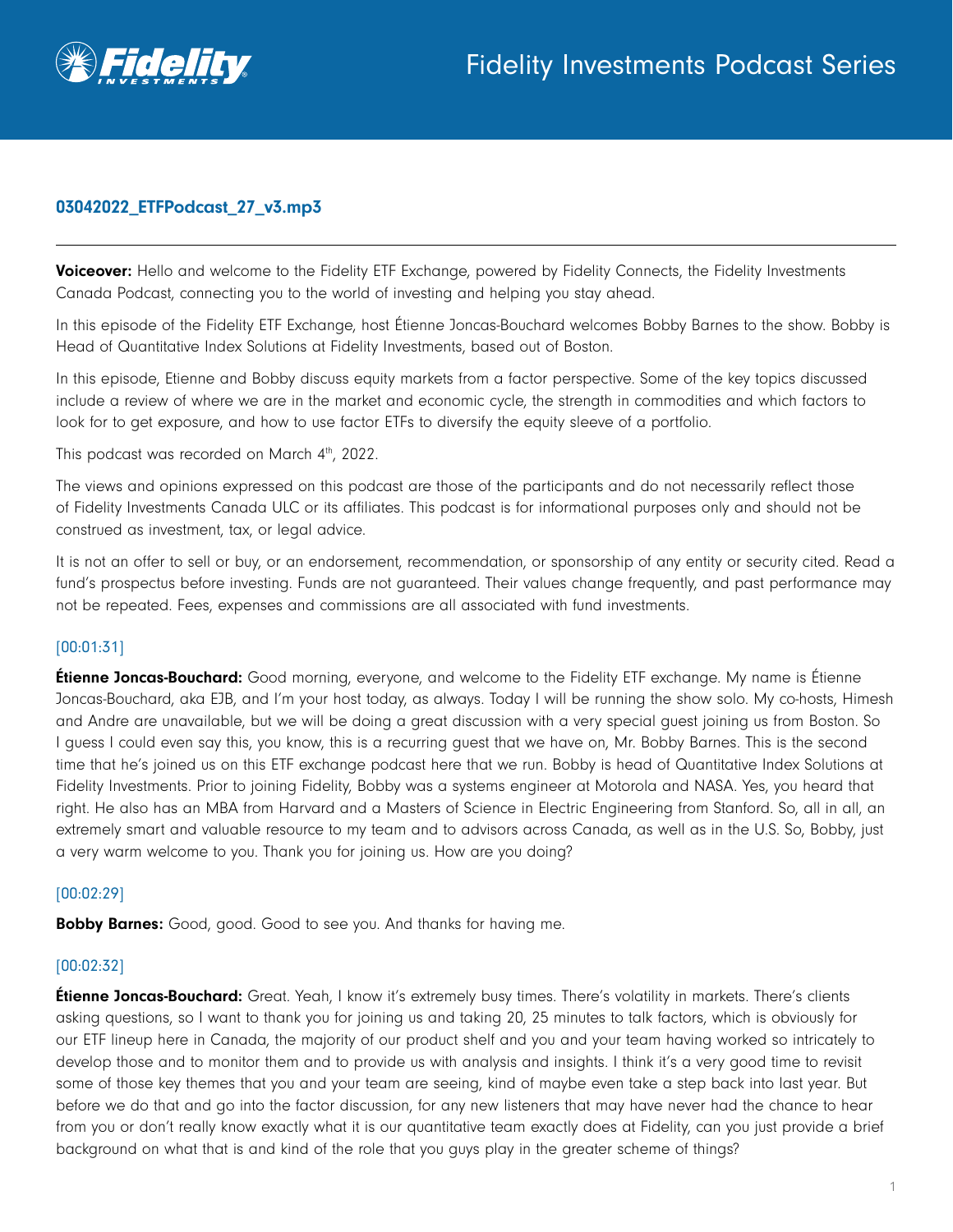Fidelity Investments Podcast Series

## 03042022_ETFPodcast_27_v3.mp3

---

**Voiceover:** Hello and welcome to the Fidelity ETF Exchange, powered by Fidelity Connects, the Fidelity Investments Canada Podcast, connecting you to the world of investing and helping you stay ahead.

In this episode of the Fidelity ETF Exchange, host Étienne Joncas-Bouchard welcomes Bobby Barnes to the show. Bobby is Head of Quantitative Index Solutions at Fidelity Investments, based out of Boston.

In this episode, Etienne and Bobby discuss equity markets from a factor perspective. Some of the key topics discussed include a review of where we are in the market and economic cycle, the strength in commodities and which factors to look for to get exposure, and how to use factor ETFs to diversify the equity sleeve of a portfolio.

This podcast was recorded on March 4th, 2022.

The views and opinions expressed on this podcast are those of the participants and do not necessarily reflect those of Fidelity Investments Canada ULC or its affiliates. This podcast is for informational purposes only and should not be construed as investment, tax, or legal advice.

It is not an offer to sell or buy, or an endorsement, recommendation, or sponsorship of any entity or security cited. Read a fund's prospectus before investing. Funds are not guaranteed. Their values change frequently, and past performance may not be repeated. Fees, expenses and commissions are all associated with fund investments.

[00:01:31]

**Étienne Joncas-Bouchard:** Good morning, everyone, and welcome to the Fidelity ETF exchange. My name is Étienne Joncas-Bouchard, aka EJB, and I'm your host today, as always. Today I will be running the show solo. My co-hosts, Himesh and Andre are unavailable, but we will be doing a great discussion with a very special guest joining us from Boston. So I guess I could even say this, you know, this is a recurring guest that we have on, Mr. Bobby Barnes. This is the second time that he's joined us on this ETF exchange podcast here that we run. Bobby is head of Quantitative Index Solutions at Fidelity Investments. Prior to joining Fidelity, Bobby was a systems engineer at Motorola and NASA. Yes, you heard that right. He also has an MBA from Harvard and a Masters of Science in Electric Engineering from Stanford. So, all in all, an extremely smart and valuable resource to my team and to advisors across Canada, as well as in the U.S. So, Bobby, just a very warm welcome to you. Thank you for joining us. How are you doing?

[00:02:29]

**Bobby Barnes:** Good, good. Good to see you. And thanks for having me.

[00:02:32]

**Étienne Joncas-Bouchard:** Great. Yeah, I know it's extremely busy times. There's volatility in markets. There's clients asking questions, so I want to thank you for joining us and taking 20, 25 minutes to talk factors, which is obviously for our ETF lineup here in Canada, the majority of our product shelf and you and your team having worked so intricately to develop those and to monitor them and to provide us with analysis and insights. I think it's a very good time to revisit some of those key themes that you and your team are seeing, kind of maybe even take a step back into last year. But before we do that and go into the factor discussion, for any new listeners that may have never had the chance to hear from you or don't really know exactly what it is our quantitative team exactly does at Fidelity, can you just provide a brief background on what that is and kind of the role that you guys play in the greater scheme of things?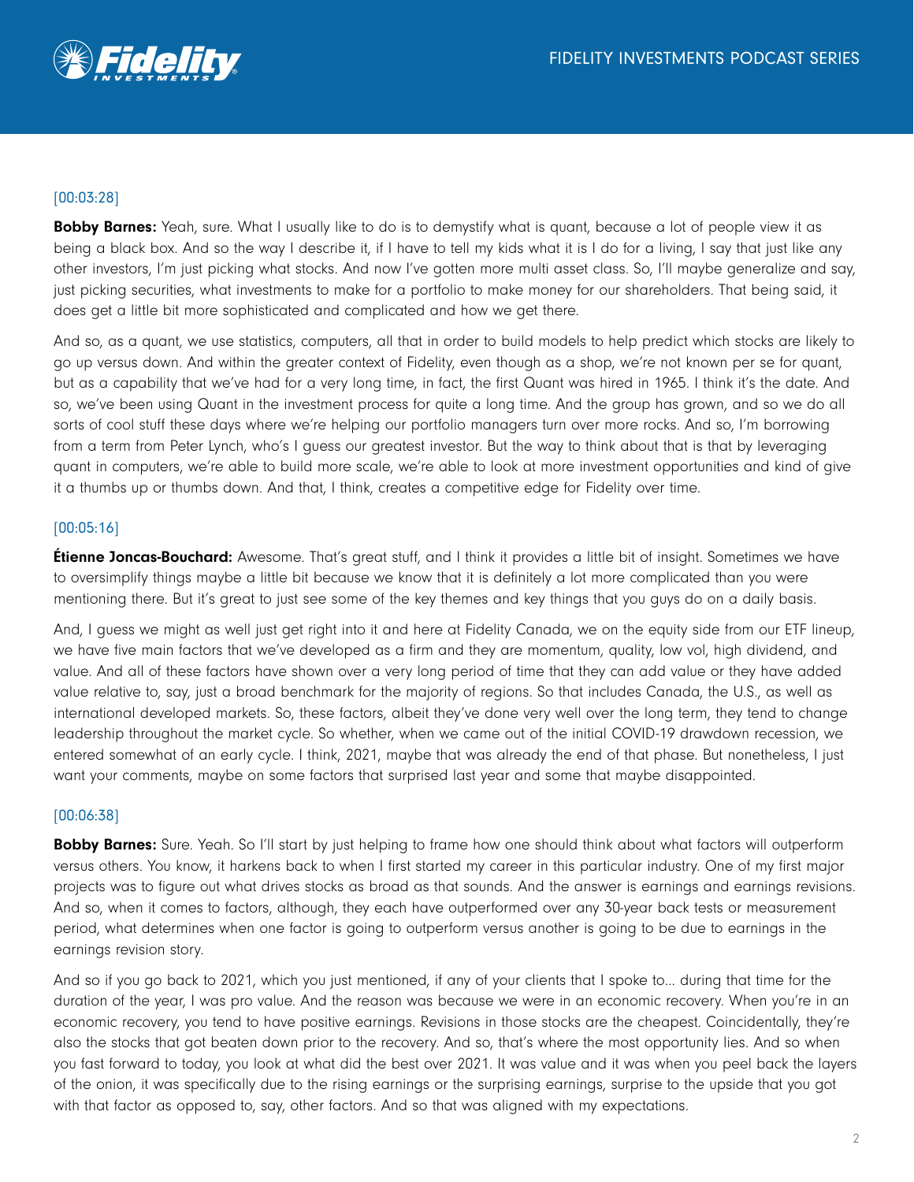[00:03:28]

**Bobby Barnes:** Yeah, sure. What I usually like to do is to demystify what is quant, because a lot of people view it as being a black box. And so the way I describe it, if I have to tell my kids what it is I do for a living, I say that just like any other investors, I'm just picking what stocks. And now I've gotten more multi asset class. So, I'll maybe generalize and say, just picking securities, what investments to make for a portfolio to make money for our shareholders. That being said, it does get a little bit more sophisticated and complicated and how we get there.

And so, as a quant, we use statistics, computers, all that in order to build models to help predict which stocks are likely to go up versus down. And within the greater context of Fidelity, even though as a shop, we're not known per se for quant, but as a capability that we've had for a very long time, in fact, the first Quant was hired in 1965. I think it's the date. And so, we've been using Quant in the investment process for quite a long time. And the group has grown, and so we do all sorts of cool stuff these days where we're helping our portfolio managers turn over more rocks. And so, I'm borrowing from a term from Peter Lynch, who's I guess our greatest investor. But the way to think about that is that by leveraging quant in computers, we're able to build more scale, we're able to look at more investment opportunities and kind of give it a thumbs up or thumbs down. And that, I think, creates a competitive edge for Fidelity over time.

[00:05:16]

**Étienne Joncas-Bouchard:** Awesome. That's great stuff, and I think it provides a little bit of insight. Sometimes we have to oversimplify things maybe a little bit because we know that it is definitely a lot more complicated than you were mentioning there. But it's great to just see some of the key themes and key things that you guys do on a daily basis.

And, I guess we might as well just get right into it and here at Fidelity Canada, we on the equity side from our ETF lineup, we have five main factors that we've developed as a firm and they are momentum, quality, low vol, high dividend, and value. And all of these factors have shown over a very long period of time that they can add value or they have added value relative to, say, just a broad benchmark for the majority of regions. So that includes Canada, the U.S., as well as international developed markets. So, these factors, albeit they've done very well over the long term, they tend to change leadership throughout the market cycle. So whether, when we came out of the initial COVID-19 drawdown recession, we entered somewhat of an early cycle. I think, 2021, maybe that was already the end of that phase. But nonetheless, I just want your comments, maybe on some factors that surprised last year and some that maybe disappointed.

[00:06:38]

**Bobby Barnes:** Sure. Yeah. So I'll start by just helping to frame how one should think about what factors will outperform versus others. You know, it harkens back to when I first started my career in this particular industry. One of my first major projects was to figure out what drives stocks as broad as that sounds. And the answer is earnings and earnings revisions. And so, when it comes to factors, although, they each have outperformed over any 30-year back tests or measurement period, what determines when one factor is going to outperform versus another is going to be due to earnings in the earnings revision story.

And so if you go back to 2021, which you just mentioned, if any of your clients that I spoke to... during that time for the duration of the year, I was pro value. And the reason was because we were in an economic recovery. When you're in an economic recovery, you tend to have positive earnings. Revisions in those stocks are the cheapest. Coincidentally, they're also the stocks that got beaten down prior to the recovery. And so, that's where the most opportunity lies. And so when you fast forward to today, you look at what did the best over 2021. It was value and it was when you peel back the layers of the onion, it was specifically due to the rising earnings or the surprising earnings, surprise to the upside that you got with that factor as opposed to, say, other factors. And so that was aligned with my expectations.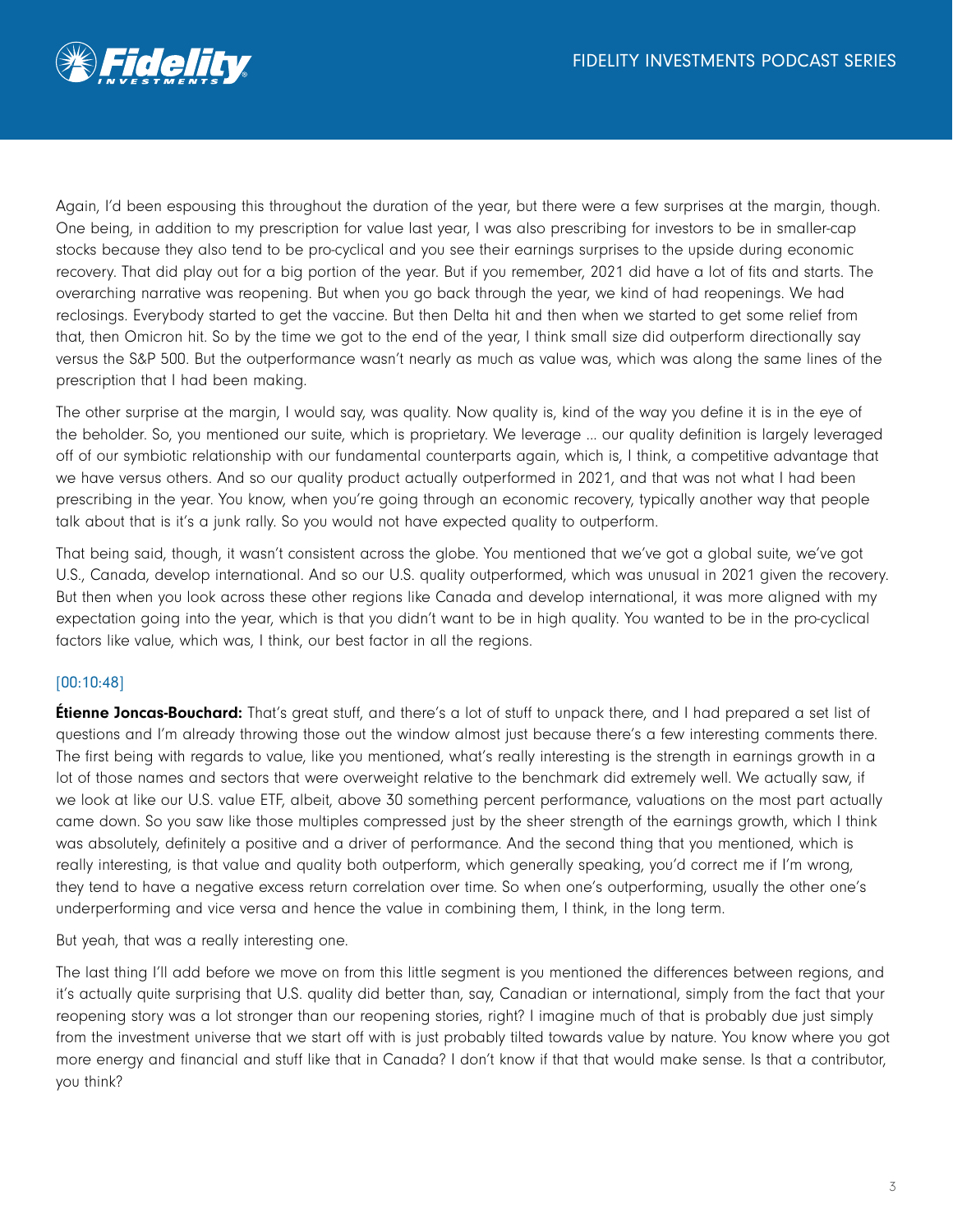Again, I'd been espousing this throughout the duration of the year, but there were a few surprises at the margin, though. One being, in addition to my prescription for value last year, I was also prescribing for investors to be in smaller-cap stocks because they also tend to be pro-cyclical and you see their earnings surprises to the upside during economic recovery. That did play out for a big portion of the year. But if you remember, 2021 did have a lot of fits and starts. The overarching narrative was reopening. But when you go back through the year, we kind of had reopenings. We had reclosings. Everybody started to get the vaccine. But then Delta hit and then when we started to get some relief from that, then Omicron hit. So by the time we got to the end of the year, I think small size did outperform directionally say versus the S&P 500. But the outperformance wasn't nearly as much as value was, which was along the same lines of the prescription that I had been making.

The other surprise at the margin, I would say, was quality. Now quality is, kind of the way you define it is in the eye of the beholder. So, you mentioned our suite, which is proprietary. We leverage ... our quality definition is largely leveraged off of our symbiotic relationship with our fundamental counterparts again, which is, I think, a competitive advantage that we have versus others. And so our quality product actually outperformed in 2021, and that was not what I had been prescribing in the year. You know, when you're going through an economic recovery, typically another way that people talk about that is it's a junk rally. So you would not have expected quality to outperform.

That being said, though, it wasn't consistent across the globe. You mentioned that we've got a global suite, we've got U.S., Canada, develop international. And so our U.S. quality outperformed, which was unusual in 2021 given the recovery. But then when you look across these other regions like Canada and develop international, it was more aligned with my expectation going into the year, which is that you didn't want to be in high quality. You wanted to be in the pro-cyclical factors like value, which was, I think, our best factor in all the regions.

[00:10:48]

**Étienne Joncas-Bouchard:** That's great stuff, and there's a lot of stuff to unpack there, and I had prepared a set list of questions and I'm already throwing those out the window almost just because there's a few interesting comments there. The first being with regards to value, like you mentioned, what's really interesting is the strength in earnings growth in a lot of those names and sectors that were overweight relative to the benchmark did extremely well. We actually saw, if we look at like our U.S. value ETF, albeit, above 30 something percent performance, valuations on the most part actually came down. So you saw like those multiples compressed just by the sheer strength of the earnings growth, which I think was absolutely, definitely a positive and a driver of performance. And the second thing that you mentioned, which is really interesting, is that value and quality both outperform, which generally speaking, you'd correct me if I'm wrong, they tend to have a negative excess return correlation over time. So when one's outperforming, usually the other one's underperforming and vice versa and hence the value in combining them, I think, in the long term.

But yeah, that was a really interesting one.

The last thing I'll add before we move on from this little segment is you mentioned the differences between regions, and it's actually quite surprising that U.S. quality did better than, say, Canadian or international, simply from the fact that your reopening story was a lot stronger than our reopening stories, right? I imagine much of that is probably due just simply from the investment universe that we start off with is just probably tilted towards value by nature. You know where you got more energy and financial and stuff like that in Canada? I don't know if that that would make sense. Is that a contributor, you think?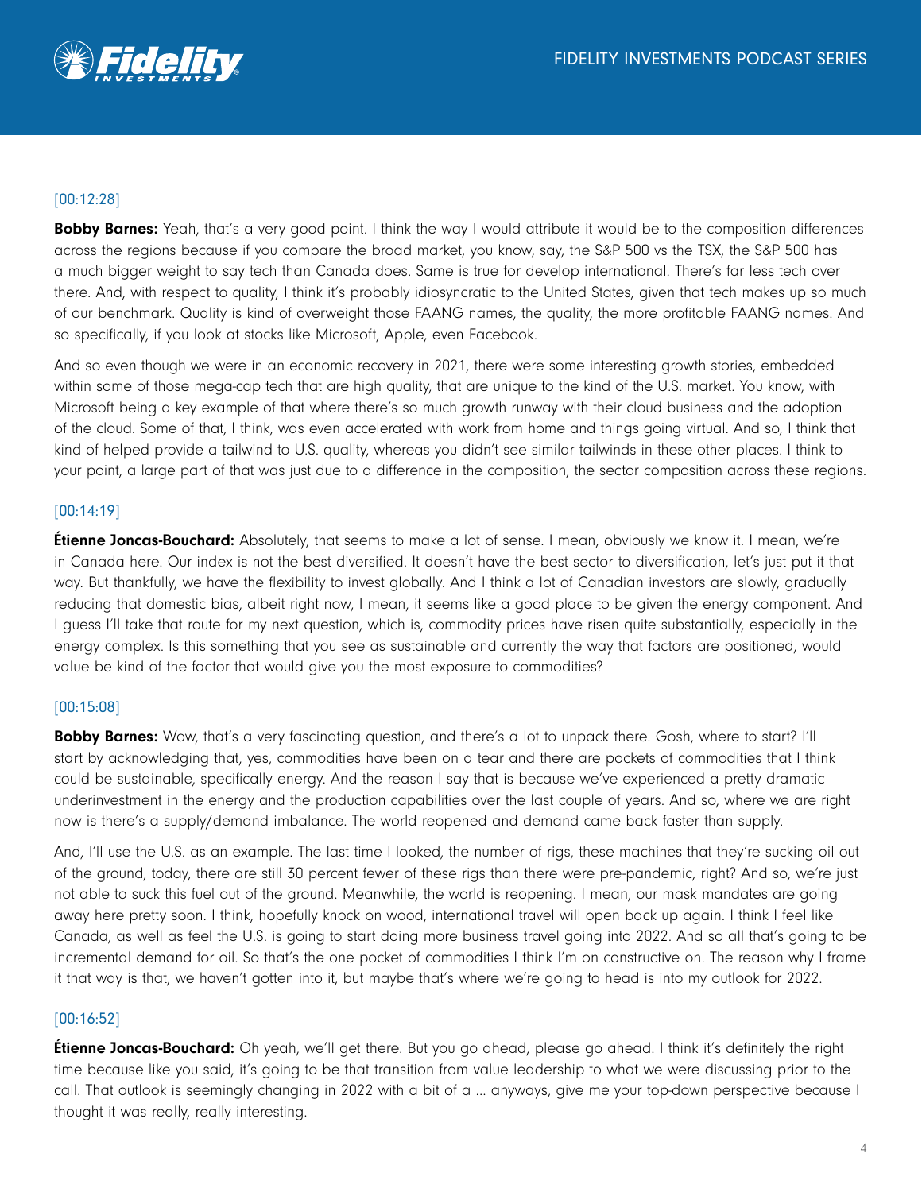[00:12:28]

**Bobby Barnes:** Yeah, that's a very good point. I think the way I would attribute it would be to the composition differences across the regions because if you compare the broad market, you know, say, the S&P 500 vs the TSX, the S&P 500 has a much bigger weight to say tech than Canada does. Same is true for develop international. There's far less tech over there. And, with respect to quality, I think it's probably idiosyncratic to the United States, given that tech makes up so much of our benchmark. Quality is kind of overweight those FAANG names, the quality, the more profitable FAANG names. And so specifically, if you look at stocks like Microsoft, Apple, even Facebook.

And so even though we were in an economic recovery in 2021, there were some interesting growth stories, embedded within some of those mega-cap tech that are high quality, that are unique to the kind of the U.S. market. You know, with Microsoft being a key example of that where there's so much growth runway with their cloud business and the adoption of the cloud. Some of that, I think, was even accelerated with work from home and things going virtual. And so, I think that kind of helped provide a tailwind to U.S. quality, whereas you didn't see similar tailwinds in these other places. I think to your point, a large part of that was just due to a difference in the composition, the sector composition across these regions.

[00:14:19]

**Étienne Joncas-Bouchard:** Absolutely, that seems to make a lot of sense. I mean, obviously we know it. I mean, we're in Canada here. Our index is not the best diversified. It doesn't have the best sector to diversification, let's just put it that way. But thankfully, we have the flexibility to invest globally. And I think a lot of Canadian investors are slowly, gradually reducing that domestic bias, albeit right now, I mean, it seems like a good place to be given the energy component. And I guess I'll take that route for my next question, which is, commodity prices have risen quite substantially, especially in the energy complex. Is this something that you see as sustainable and currently the way that factors are positioned, would value be kind of the factor that would give you the most exposure to commodities?

[00:15:08]

**Bobby Barnes:** Wow, that's a very fascinating question, and there's a lot to unpack there. Gosh, where to start? I'll start by acknowledging that, yes, commodities have been on a tear and there are pockets of commodities that I think could be sustainable, specifically energy. And the reason I say that is because we've experienced a pretty dramatic underinvestment in the energy and the production capabilities over the last couple of years. And so, where we are right now is there's a supply/demand imbalance. The world reopened and demand came back faster than supply.

And, I'll use the U.S. as an example. The last time I looked, the number of rigs, these machines that they're sucking oil out of the ground, today, there are still 30 percent fewer of these rigs than there were pre-pandemic, right? And so, we're just not able to suck this fuel out of the ground. Meanwhile, the world is reopening. I mean, our mask mandates are going away here pretty soon. I think, hopefully knock on wood, international travel will open back up again. I think I feel like Canada, as well as feel the U.S. is going to start doing more business travel going into 2022. And so all that's going to be incremental demand for oil. So that's the one pocket of commodities I think I'm on constructive on. The reason why I frame it that way is that, we haven't gotten into it, but maybe that's where we're going to head is into my outlook for 2022.

[00:16:52]

**Étienne Joncas-Bouchard:** Oh yeah, we'll get there. But you go ahead, please go ahead. I think it's definitely the right time because like you said, it's going to be that transition from value leadership to what we were discussing prior to the call. That outlook is seemingly changing in 2022 with a bit of a ... anyways, give me your top-down perspective because I thought it was really, really interesting.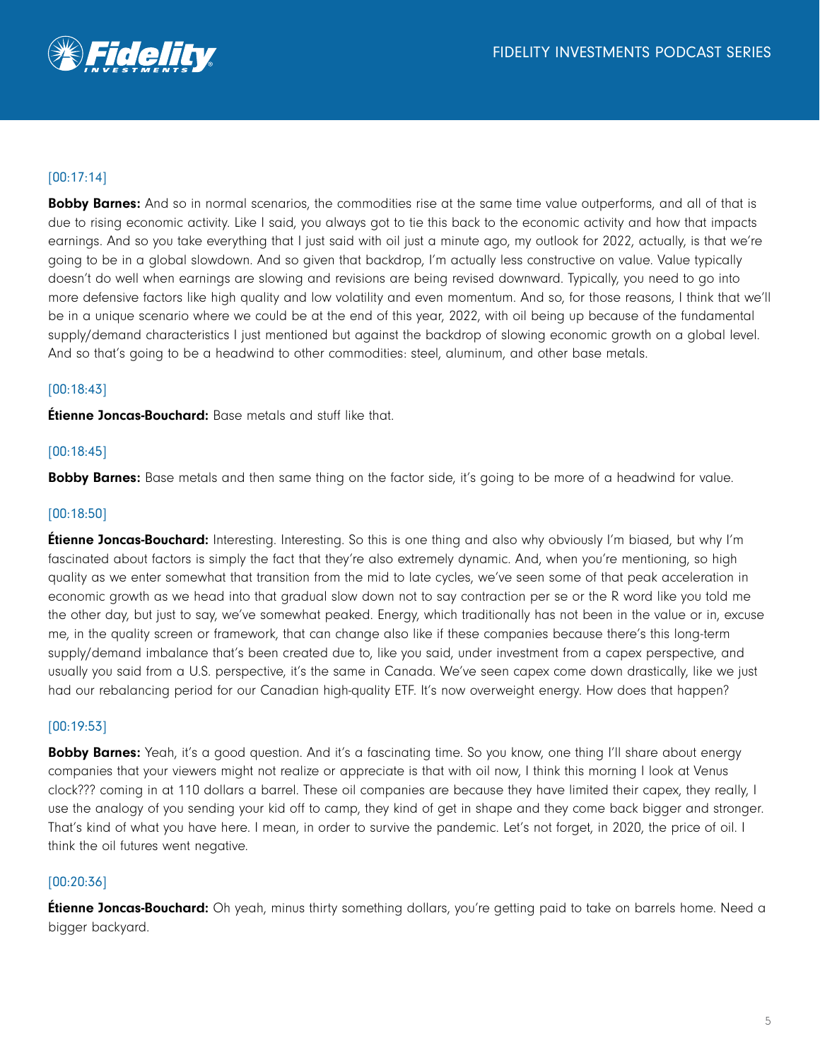[00:17:14]

**Bobby Barnes:** And so in normal scenarios, the commodities rise at the same time value outperforms, and all of that is due to rising economic activity. Like I said, you always got to tie this back to the economic activity and how that impacts earnings. And so you take everything that I just said with oil just a minute ago, my outlook for 2022, actually, is that we're going to be in a global slowdown. And so given that backdrop, I'm actually less constructive on value. Value typically doesn't do well when earnings are slowing and revisions are being revised downward. Typically, you need to go into more defensive factors like high quality and low volatility and even momentum. And so, for those reasons, I think that we'll be in a unique scenario where we could be at the end of this year, 2022, with oil being up because of the fundamental supply/demand characteristics I just mentioned but against the backdrop of slowing economic growth on a global level. And so that's going to be a headwind to other commodities: steel, aluminum, and other base metals.

[00:18:43]

**Étienne Joncas-Bouchard:** Base metals and stuff like that.

[00:18:45]

**Bobby Barnes:** Base metals and then same thing on the factor side, it's going to be more of a headwind for value.

[00:18:50]

**Étienne Joncas-Bouchard:** Interesting. Interesting. So this is one thing and also why obviously I'm biased, but why I'm fascinated about factors is simply the fact that they're also extremely dynamic. And, when you're mentioning, so high quality as we enter somewhat that transition from the mid to late cycles, we've seen some of that peak acceleration in economic growth as we head into that gradual slow down not to say contraction per se or the R word like you told me the other day, but just to say, we've somewhat peaked. Energy, which traditionally has not been in the value or in, excuse me, in the quality screen or framework, that can change also like if these companies because there's this long-term supply/demand imbalance that's been created due to, like you said, under investment from a capex perspective, and usually you said from a U.S. perspective, it's the same in Canada. We've seen capex come down drastically, like we just had our rebalancing period for our Canadian high-quality ETF. It's now overweight energy. How does that happen?

[00:19:53]

**Bobby Barnes:** Yeah, it's a good question. And it's a fascinating time. So you know, one thing I'll share about energy companies that your viewers might not realize or appreciate is that with oil now, I think this morning I look at Venus clock??? coming in at 110 dollars a barrel. These oil companies are because they have limited their capex, they really, I use the analogy of you sending your kid off to camp, they kind of get in shape and they come back bigger and stronger. That's kind of what you have here. I mean, in order to survive the pandemic. Let's not forget, in 2020, the price of oil. I think the oil futures went negative.

[00:20:36]

**Étienne Joncas-Bouchard:** Oh yeah, minus thirty something dollars, you're getting paid to take on barrels home. Need a bigger backyard.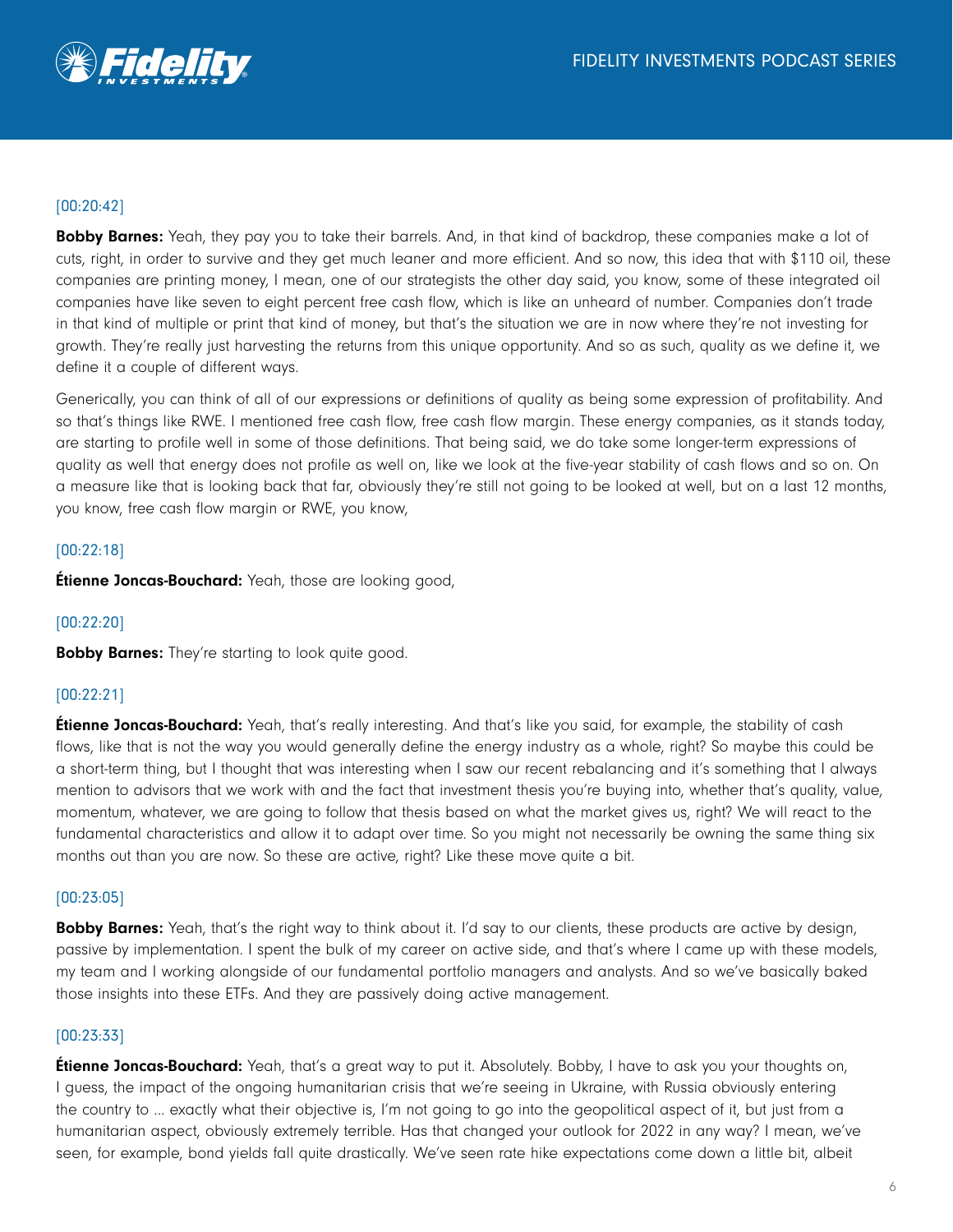[00:20:42]

**Bobby Barnes:** Yeah, they pay you to take their barrels. And, in that kind of backdrop, these companies make a lot of cuts, right, in order to survive and they get much leaner and more efficient. And so now, this idea that with $110 oil, these companies are printing money, I mean, one of our strategists the other day said, you know, some of these integrated oil companies have like seven to eight percent free cash flow, which is like an unheard of number. Companies don't trade in that kind of multiple or print that kind of money, but that's the situation we are in now where they're not investing for growth. They're really just harvesting the returns from this unique opportunity. And so as such, quality as we define it, we define it a couple of different ways.

Generically, you can think of all of our expressions or definitions of quality as being some expression of profitability. And so that's things like RWE. I mentioned free cash flow, free cash flow margin. These energy companies, as it stands today, are starting to profile well in some of those definitions. That being said, we do take some longer-term expressions of quality as well that energy does not profile as well on, like we look at the five-year stability of cash flows and so on. On a measure like that is looking back that far, obviously they're still not going to be looked at well, but on a last 12 months, you know, free cash flow margin or RWE, you know,

[00:22:18]

**Étienne Joncas-Bouchard:** Yeah, those are looking good,

[00:22:20]

**Bobby Barnes:** They're starting to look quite good.

[00:22:21]

**Étienne Joncas-Bouchard:** Yeah, that's really interesting. And that's like you said, for example, the stability of cash flows, like that is not the way you would generally define the energy industry as a whole, right? So maybe this could be a short-term thing, but I thought that was interesting when I saw our recent rebalancing and it's something that I always mention to advisors that we work with and the fact that investment thesis you're buying into, whether that's quality, value, momentum, whatever, we are going to follow that thesis based on what the market gives us, right? We will react to the fundamental characteristics and allow it to adapt over time. So you might not necessarily be owning the same thing six months out than you are now. So these are active, right? Like these move quite a bit.

[00:23:05]

**Bobby Barnes:** Yeah, that's the right way to think about it. I'd say to our clients, these products are active by design, passive by implementation. I spent the bulk of my career on active side, and that's where I came up with these models, my team and I working alongside of our fundamental portfolio managers and analysts. And so we've basically baked those insights into these ETFs. And they are passively doing active management.

[00:23:33]

**Étienne Joncas-Bouchard:** Yeah, that's a great way to put it. Absolutely. Bobby, I have to ask you your thoughts on, I guess, the impact of the ongoing humanitarian crisis that we're seeing in Ukraine, with Russia obviously entering the country to ... exactly what their objective is, I'm not going to go into the geopolitical aspect of it, but just from a humanitarian aspect, obviously extremely terrible. Has that changed your outlook for 2022 in any way? I mean, we've seen, for example, bond yields fall quite drastically. We've seen rate hike expectations come down a little bit, albeit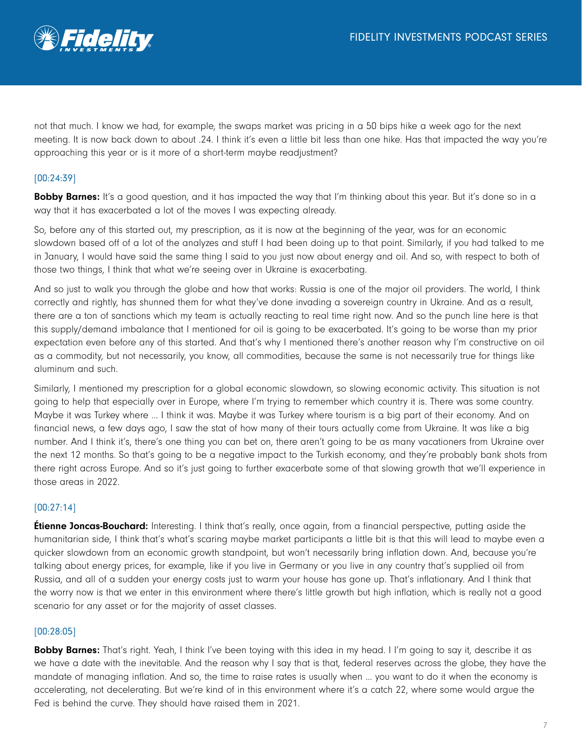not that much. I know we had, for example, the swaps market was pricing in a 50 bips hike a week ago for the next meeting. It is now back down to about .24. I think it's even a little bit less than one hike. Has that impacted the way you're approaching this year or is it more of a short-term maybe readjustment?

[00:24:39]

**Bobby Barnes:** It's a good question, and it has impacted the way that I'm thinking about this year. But it's done so in a way that it has exacerbated a lot of the moves I was expecting already.

So, before any of this started out, my prescription, as it is now at the beginning of the year, was for an economic slowdown based off of a lot of the analyzes and stuff I had been doing up to that point. Similarly, if you had talked to me in January, I would have said the same thing I said to you just now about energy and oil. And so, with respect to both of those two things, I think that what we're seeing over in Ukraine is exacerbating.

And so just to walk you through the globe and how that works: Russia is one of the major oil providers. The world, I think correctly and rightly, has shunned them for what they've done invading a sovereign country in Ukraine. And as a result, there are a ton of sanctions which my team is actually reacting to real time right now. And so the punch line here is that this supply/demand imbalance that I mentioned for oil is going to be exacerbated. It's going to be worse than my prior expectation even before any of this started. And that's why I mentioned there's another reason why I'm constructive on oil as a commodity, but not necessarily, you know, all commodities, because the same is not necessarily true for things like aluminum and such.

Similarly, I mentioned my prescription for a global economic slowdown, so slowing economic activity. This situation is not going to help that especially over in Europe, where I'm trying to remember which country it is. There was some country. Maybe it was Turkey where ... I think it was. Maybe it was Turkey where tourism is a big part of their economy. And on financial news, a few days ago, I saw the stat of how many of their tours actually come from Ukraine. It was like a big number. And I think it's, there's one thing you can bet on, there aren't going to be as many vacationers from Ukraine over the next 12 months. So that's going to be a negative impact to the Turkish economy, and they're probably bank shots from there right across Europe. And so it's just going to further exacerbate some of that slowing growth that we'll experience in those areas in 2022.

[00:27:14]

**Étienne Joncas-Bouchard:** Interesting. I think that's really, once again, from a financial perspective, putting aside the humanitarian side, I think that's what's scaring maybe market participants a little bit is that this will lead to maybe even a quicker slowdown from an economic growth standpoint, but won't necessarily bring inflation down. And, because you're talking about energy prices, for example, like if you live in Germany or you live in any country that's supplied oil from Russia, and all of a sudden your energy costs just to warm your house has gone up. That's inflationary. And I think that the worry now is that we enter in this environment where there's little growth but high inflation, which is really not a good scenario for any asset or for the majority of asset classes.

[00:28:05]

**Bobby Barnes:** That's right. Yeah, I think I've been toying with this idea in my head. I I'm going to say it, describe it as we have a date with the inevitable. And the reason why I say that is that, federal reserves across the globe, they have the mandate of managing inflation. And so, the time to raise rates is usually when ... you want to do it when the economy is accelerating, not decelerating. But we're kind of in this environment where it's a catch 22, where some would argue the Fed is behind the curve. They should have raised them in 2021.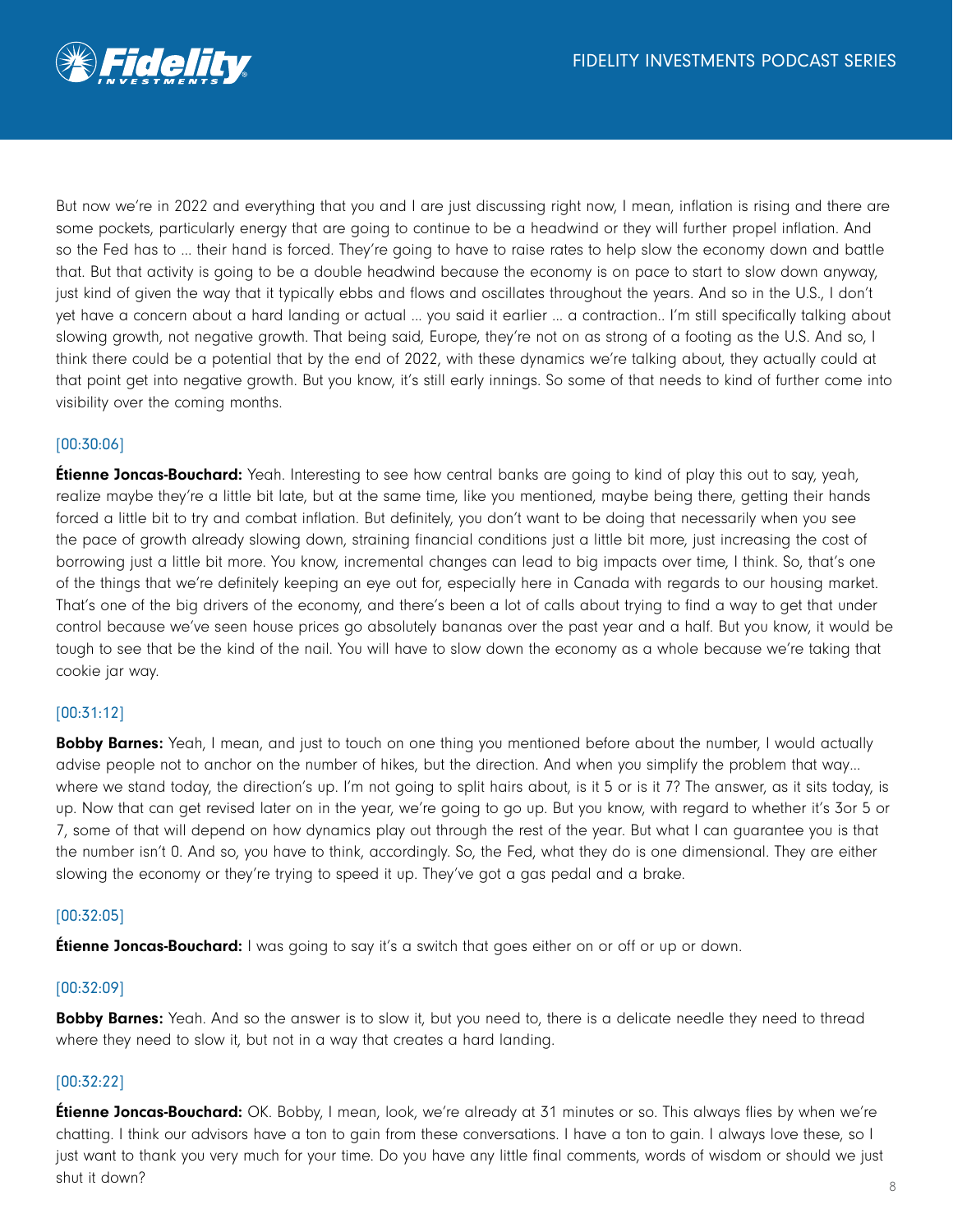But now we're in 2022 and everything that you and I are just discussing right now, I mean, inflation is rising and there are some pockets, particularly energy that are going to continue to be a headwind or they will further propel inflation. And so the Fed has to ... their hand is forced. They're going to have to raise rates to help slow the economy down and battle that. But that activity is going to be a double headwind because the economy is on pace to start to slow down anyway, just kind of given the way that it typically ebbs and flows and oscillates throughout the years. And so in the U.S., I don't yet have a concern about a hard landing or actual ... you said it earlier ... a contraction.. I'm still specifically talking about slowing growth, not negative growth. That being said, Europe, they're not on as strong of a footing as the U.S. And so, I think there could be a potential that by the end of 2022, with these dynamics we're talking about, they actually could at that point get into negative growth. But you know, it's still early innings. So some of that needs to kind of further come into visibility over the coming months.

[00:30:06]

**Étienne Joncas-Bouchard:** Yeah. Interesting to see how central banks are going to kind of play this out to say, yeah, realize maybe they're a little bit late, but at the same time, like you mentioned, maybe being there, getting their hands forced a little bit to try and combat inflation. But definitely, you don't want to be doing that necessarily when you see the pace of growth already slowing down, straining financial conditions just a little bit more, just increasing the cost of borrowing just a little bit more. You know, incremental changes can lead to big impacts over time, I think. So, that's one of the things that we're definitely keeping an eye out for, especially here in Canada with regards to our housing market. That's one of the big drivers of the economy, and there's been a lot of calls about trying to find a way to get that under control because we've seen house prices go absolutely bananas over the past year and a half. But you know, it would be tough to see that be the kind of the nail. You will have to slow down the economy as a whole because we're taking that cookie jar way.

[00:31:12]

**Bobby Barnes:** Yeah, I mean, and just to touch on one thing you mentioned before about the number, I would actually advise people not to anchor on the number of hikes, but the direction. And when you simplify the problem that way... where we stand today, the direction's up. I'm not going to split hairs about, is it 5 or is it 7? The answer, as it sits today, is up. Now that can get revised later on in the year, we're going to go up. But you know, with regard to whether it's 3or 5 or 7, some of that will depend on how dynamics play out through the rest of the year. But what I can guarantee you is that the number isn't 0. And so, you have to think, accordingly. So, the Fed, what they do is one dimensional. They are either slowing the economy or they're trying to speed it up. They've got a gas pedal and a brake.

[00:32:05]

**Étienne Joncas-Bouchard:** I was going to say it's a switch that goes either on or off or up or down.

[00:32:09]

**Bobby Barnes:** Yeah. And so the answer is to slow it, but you need to, there is a delicate needle they need to thread where they need to slow it, but not in a way that creates a hard landing.

[00:32:22]

**Étienne Joncas-Bouchard:** OK. Bobby, I mean, look, we're already at 31 minutes or so. This always flies by when we're chatting. I think our advisors have a ton to gain from these conversations. I have a ton to gain. I always love these, so I just want to thank you very much for your time. Do you have any little final comments, words of wisdom or should we just shut it down?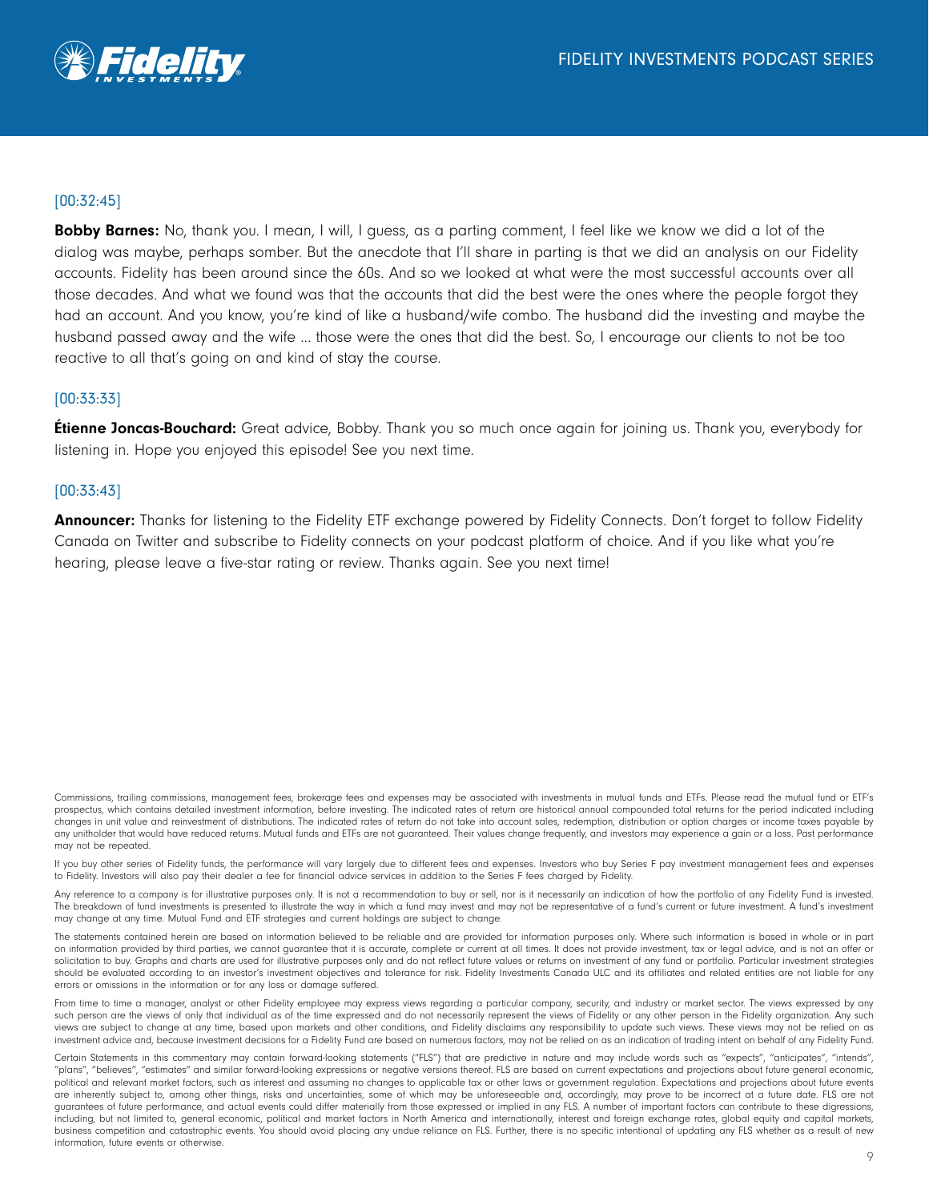[00:32:45]

**Bobby Barnes:** No, thank you. I mean, I will, I guess, as a parting comment, I feel like we know we did a lot of the dialog was maybe, perhaps somber. But the anecdote that I'll share in parting is that we did an analysis on our Fidelity accounts. Fidelity has been around since the 60s. And so we looked at what were the most successful accounts over all those decades. And what we found was that the accounts that did the best were the ones where the people forgot they had an account. And you know, you're kind of like a husband/wife combo. The husband did the investing and maybe the husband passed away and the wife ... those were the ones that did the best. So, I encourage our clients to not be too reactive to all that's going on and kind of stay the course.

[00:33:33]

**Étienne Joncas-Bouchard:** Great advice, Bobby. Thank you so much once again for joining us. Thank you, everybody for listening in. Hope you enjoyed this episode! See you next time.

[00:33:43]

**Announcer:** Thanks for listening to the Fidelity ETF exchange powered by Fidelity Connects. Don't forget to follow Fidelity Canada on Twitter and subscribe to Fidelity connects on your podcast platform of choice. And if you like what you're hearing, please leave a five-star rating or review. Thanks again. See you next time!

Commissions, trailing commissions, management fees, brokerage fees and expenses may be associated with investments in mutual funds and ETFs. Please read the mutual fund or ETF's prospectus, which contains detailed investment information, before investing. The indicated rates of return are historical annual compounded total returns for the period indicated including changes in unit value and reinvestment of distributions. The indicated rates of return do not take into account sales, redemption, distribution or option charges or income taxes payable by any unitholder that would have reduced returns. Mutual funds and ETFs are not guaranteed. Their values change frequently, and investors may experience a gain or a loss. Past performance may not be repeated.

If you buy other series of Fidelity funds, the performance will vary largely due to different fees and expenses. Investors who buy Series F pay investment management fees and expenses to Fidelity. Investors will also pay their dealer a fee for financial advice services in addition to the Series F fees charged by Fidelity.

Any reference to a company is for illustrative purposes only. It is not a recommendation to buy or sell, nor is it necessarily an indication of how the portfolio of any Fidelity Fund is invested. The breakdown of fund investments is presented to illustrate the way in which a fund may invest and may not be representative of a fund's current or future investment. A fund's investment may change at any time. Mutual Fund and ETF strategies and current holdings are subject to change.

The statements contained herein are based on information believed to be reliable and are provided for information purposes only. Where such information is based in whole or in part on information provided by third parties, we cannot guarantee that it is accurate, complete or current at all times. It does not provide investment, tax or legal advice, and is not an offer or solicitation to buy. Graphs and charts are used for illustrative purposes only and do not reflect future values or returns on investment of any fund or portfolio. Particular investment strategies should be evaluated according to an investor's investment objectives and tolerance for risk. Fidelity Investments Canada ULC and its affiliates and related entities are not liable for any errors or omissions in the information or for any loss or damage suffered.

From time to time a manager, analyst or other Fidelity employee may express views regarding a particular company, security, and industry or market sector. The views expressed by any such person are the views of only that individual as of the time expressed and do not necessarily represent the views of Fidelity or any other person in the Fidelity organization. Any such views are subject to change at any time, based upon markets and other conditions, and Fidelity disclaims any responsibility to update such views. These views may not be relied on as investment advice and, because investment decisions for a Fidelity Fund are based on numerous factors, may not be relied on as an indication of trading intent on behalf of any Fidelity Fund.

Certain Statements in this commentary may contain forward-looking statements ("FLS") that are predictive in nature and may include words such as "expects", "anticipates", "intends", "plans", "believes", "estimates" and similar forward-looking expressions or negative versions thereof. FLS are based on current expectations and projections about future general economic, political and relevant market factors, such as interest and assuming no changes to applicable tax or other laws or government regulation. Expectations and projections about future events are inherently subject to, among other things, risks and uncertainties, some of which may be unforeseeable and, accordingly, may prove to be incorrect at a future date. FLS are not guarantees of future performance, and actual events could differ materially from those expressed or implied in any FLS. A number of important factors can contribute to these digressions, including, but not limited to, general economic, political and market factors in North America and internationally, interest and foreign exchange rates, global equity and capital markets, business competition and catastrophic events. You should avoid placing any undue reliance on FLS. Further, there is no specific intentional of updating any FLS whether as a result of new information, future events or otherwise.